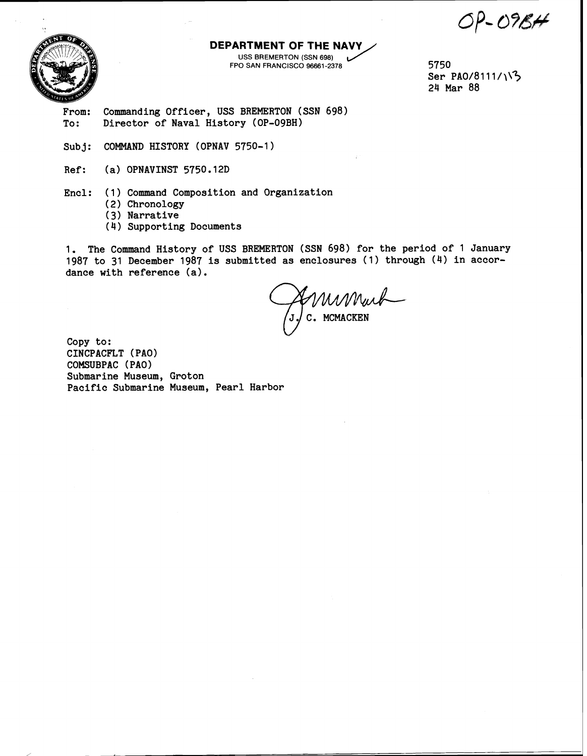OP-09BH

**DEPARTMENT OF THE NAVY**
USS BREMERTON (SSN 698)
FPO SAN FRANCISCO 96661-2378

5750
Ser PAO/8111/113
24 Mar 88

From: Commanding Officer, USS BREMERTON (SSN 698)
To: Director of Naval History (OP-09BH)

Subj: COMMAND HISTORY (OPNAV 5750-1)

Ref: (a) OPNAVINST 5750.12D

Encl: (1) Command Composition and Organization
(2) Chronology
(3) Narrative
(4) Supporting Documents

1. The Command History of USS BREMERTON (SSN 698) for the period of 1 January 1987 to 31 December 1987 is submitted as enclosures (1) through (4) in accordance with reference (a).

J. C. MCMACKEN

Copy to:
CINCPACFLT (PAO)
COMSUBPAC (PAO)
Submarine Museum, Groton
Pacific Submarine Museum, Pearl Harbor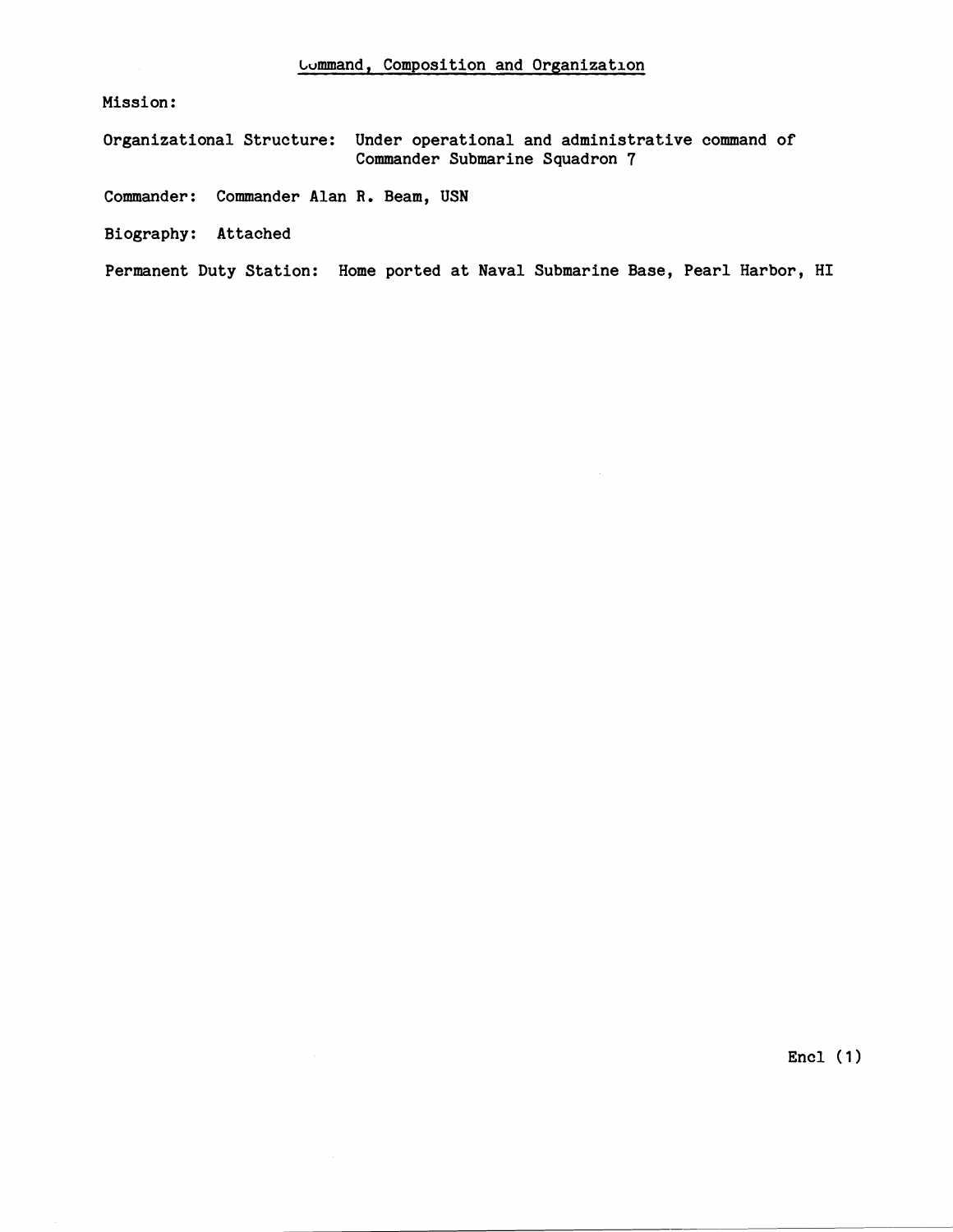## Command, Composition and Organization

Mission:

Organizational Structure: Under operational and administrative command of Commander Submarine Squadron 7

Commander: Commander Alan R. Beam, USN

Biography: Attached

Permanent Duty Station: Home ported at Naval Submarine Base, Pearl Harbor, HI

Encl (1)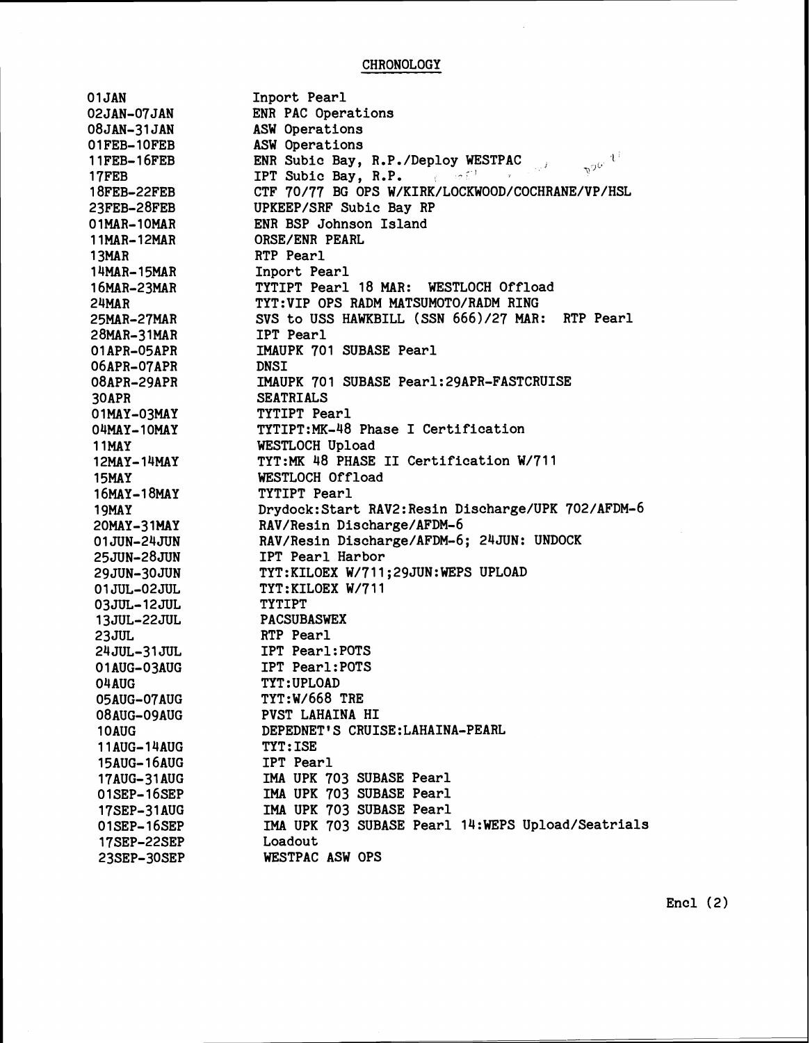## CHRONOLOGY

| | |
|---|---|
| 01JAN | Inport Pearl |
| 02JAN-07JAN | ENR PAC Operations |
| 08JAN-31JAN | ASW Operations |
| 01FEB-10FEB | ASW Operations |
| 11FEB-16FEB | ENR Subic Bay, R.P./Deploy WESTPAC |
| 17FEB | IPT Subic Bay, R.P. |
| 18FEB-22FEB | CTF 70/77 BG OPS W/KIRK/LOCKWOOD/COCHRANE/VP/HSL |
| 23FEB-28FEB | UPKEEP/SRF Subic Bay RP |
| 01MAR-10MAR | ENR BSP Johnson Island |
| 11MAR-12MAR | ORSE/ENR PEARL |
| 13MAR | RTP Pearl |
| 14MAR-15MAR | Inport Pearl |
| 16MAR-23MAR | TYTIPT Pearl 18 MAR: WESTLOCH Offload |
| 24MAR | TYT:VIP OPS RADM MATSUMOTO/RADM RING |
| 25MAR-27MAR | SVS to USS HAWKBILL (SSN 666)/27 MAR: RTP Pearl |
| 28MAR-31MAR | IPT Pearl |
| 01APR-05APR | IMAUPK 701 SUBASE Pearl |
| 06APR-07APR | DNSI |
| 08APR-29APR | IMAUPK 701 SUBASE Pearl:29APR-FASTCRUISE |
| 30APR | SEATRIALS |
| 01MAY-03MAY | TYTIPT Pearl |
| 04MAY-10MAY | TYTIPT:MK-48 Phase I Certification |
| 11MAY | WESTLOCH Upload |
| 12MAY-14MAY | TYT:MK 48 PHASE II Certification W/711 |
| 15MAY | WESTLOCH Offload |
| 16MAY-18MAY | TYTIPT Pearl |
| 19MAY | Drydock:Start RAV2:Resin Discharge/UPK 702/AFDM-6 |
| 20MAY-31MAY | RAV/Resin Discharge/AFDM-6 |
| 01JUN-24JUN | RAV/Resin Discharge/AFDM-6; 24JUN: UNDOCK |
| 25JUN-28JUN | IPT Pearl Harbor |
| 29JUN-30JUN | TYT:KILOEX W/711;29JUN:WEPS UPLOAD |
| 01JUL-02JUL | TYT:KILOEX W/711 |
| 03JUL-12JUL | TYTIPT |
| 13JUL-22JUL | PACSUBASWEX |
| 23JUL | RTP Pearl |
| 24JUL-31JUL | IPT Pearl:POTS |
| 01AUG-03AUG | IPT Pearl:POTS |
| 04AUG | TYT:UPLOAD |
| 05AUG-07AUG | TYT:W/668 TRE |
| 08AUG-09AUG | PVST LAHAINA HI |
| 10AUG | DEPEDNET'S CRUISE:LAHAINA-PEARL |
| 11AUG-14AUG | TYT:ISE |
| 15AUG-16AUG | IPT Pearl |
| 17AUG-31AUG | IMA UPK 703 SUBASE Pearl |
| 01SEP-16SEP | IMA UPK 703 SUBASE Pearl |
| 17SEP-31AUG | IMA UPK 703 SUBASE Pearl |
| 01SEP-16SEP | IMA UPK 703 SUBASE Pearl 14:WEPS Upload/Seatrials |
| 17SEP-22SEP | Loadout |
| 23SEP-30SEP | WESTPAC ASW OPS |

Encl (2)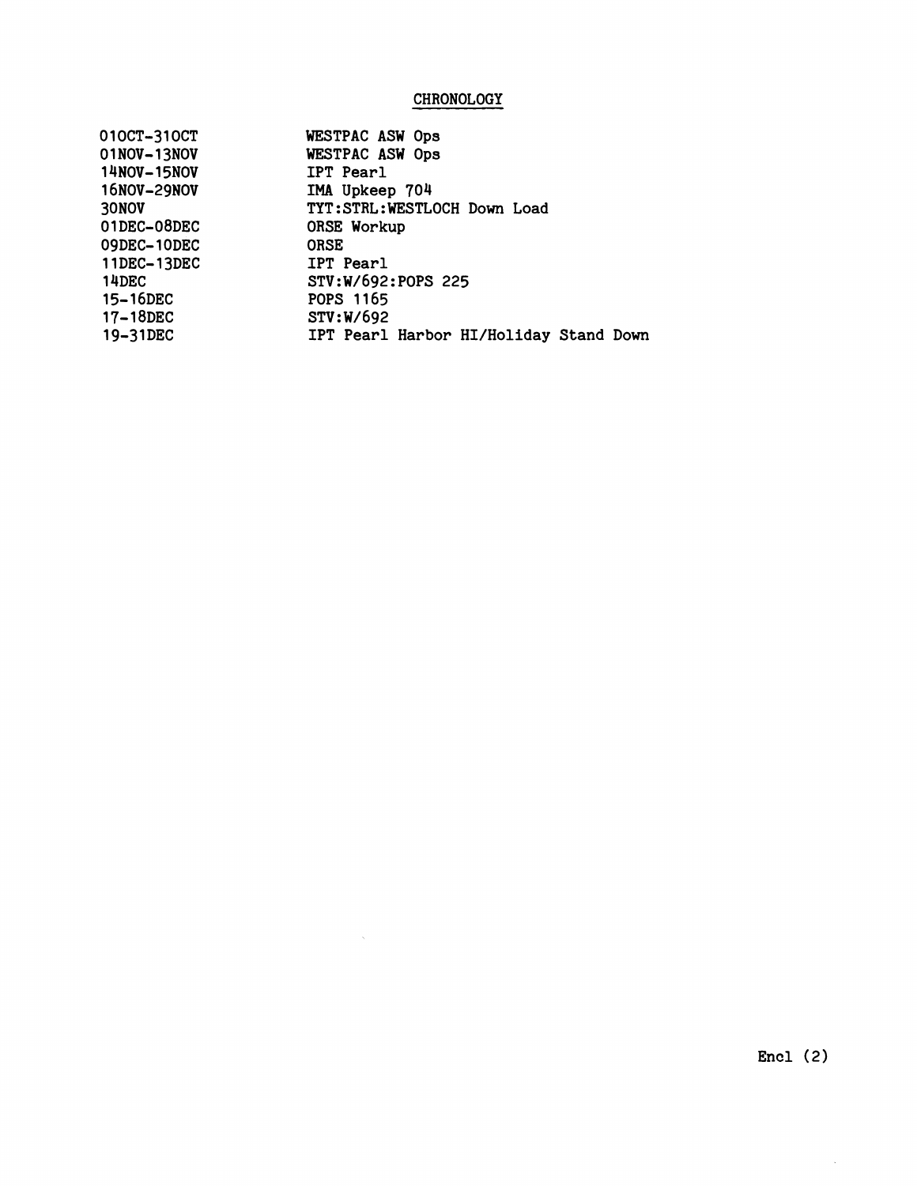## CHRONOLOGY

| | |
|---|---|
| 01OCT-31OCT | WESTPAC ASW Ops |
| 01NOV-13NOV | WESTPAC ASW Ops |
| 14NOV-15NOV | IPT Pearl |
| 16NOV-29NOV | IMA Upkeep 704 |
| 30NOV | TYT:STRL:WESTLOCH Down Load |
| 01DEC-08DEC | ORSE Workup |
| 09DEC-10DEC | ORSE |
| 11DEC-13DEC | IPT Pearl |
| 14DEC | STV:W/692:POPS 225 |
| 15-16DEC | POPS 1165 |
| 17-18DEC | STV:W/692 |
| 19-31DEC | IPT Pearl Harbor HI/Holiday Stand Down |

Encl (2)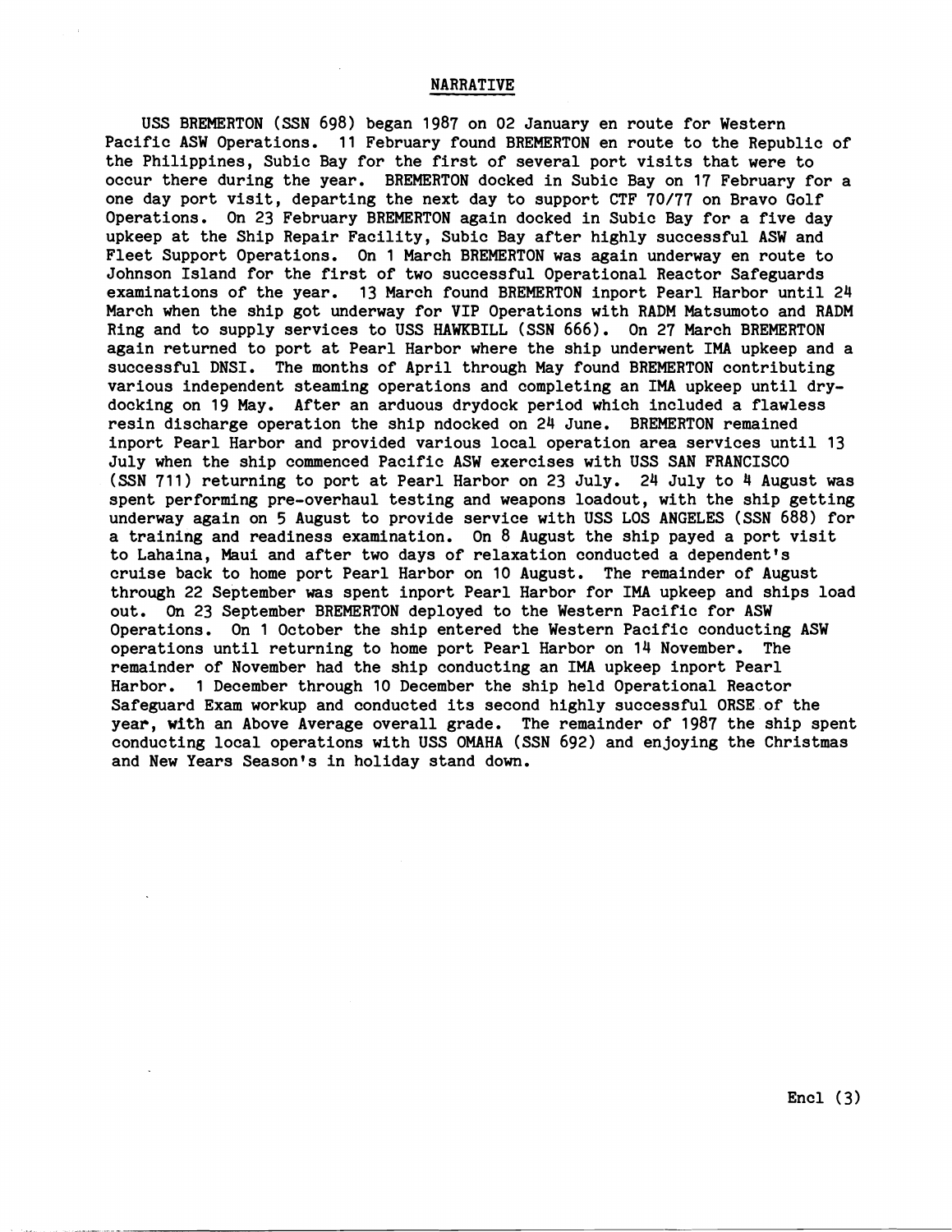## NARRATIVE

USS BREMERTON (SSN 698) began 1987 on 02 January en route for Western Pacific ASW Operations. 11 February found BREMERTON en route to the Republic of the Philippines, Subic Bay for the first of several port visits that were to occur there during the year. BREMERTON docked in Subic Bay on 17 February for a one day port visit, departing the next day to support CTF 70/77 on Bravo Golf Operations. On 23 February BREMERTON again docked in Subic Bay for a five day upkeep at the Ship Repair Facility, Subic Bay after highly successful ASW and Fleet Support Operations. On 1 March BREMERTON was again underway en route to Johnson Island for the first of two successful Operational Reactor Safeguards examinations of the year. 13 March found BREMERTON inport Pearl Harbor until 24 March when the ship got underway for VIP Operations with RADM Matsumoto and RADM Ring and to supply services to USS HAWKBILL (SSN 666). On 27 March BREMERTON again returned to port at Pearl Harbor where the ship underwent IMA upkeep and a successful DNSI. The months of April through May found BREMERTON contributing various independent steaming operations and completing an IMA upkeep until drydocking on 19 May. After an arduous drydock period which included a flawless resin discharge operation the ship ndocked on 24 June. BREMERTON remained inport Pearl Harbor and provided various local operation area services until 13 July when the ship commenced Pacific ASW exercises with USS SAN FRANCISCO (SSN 711) returning to port at Pearl Harbor on 23 July. 24 July to 4 August was spent performing pre-overhaul testing and weapons loadout, with the ship getting underway again on 5 August to provide service with USS LOS ANGELES (SSN 688) for a training and readiness examination. On 8 August the ship payed a port visit to Lahaina, Maui and after two days of relaxation conducted a dependent's cruise back to home port Pearl Harbor on 10 August. The remainder of August through 22 September was spent inport Pearl Harbor for IMA upkeep and ships load out. On 23 September BREMERTON deployed to the Western Pacific for ASW Operations. On 1 October the ship entered the Western Pacific conducting ASW operations until returning to home port Pearl Harbor on 14 November. The remainder of November had the ship conducting an IMA upkeep inport Pearl Harbor. 1 December through 10 December the ship held Operational Reactor Safeguard Exam workup and conducted its second highly successful ORSE of the year, with an Above Average overall grade. The remainder of 1987 the ship spent conducting local operations with USS OMAHA (SSN 692) and enjoying the Christmas and New Years Season's in holiday stand down.

Encl (3)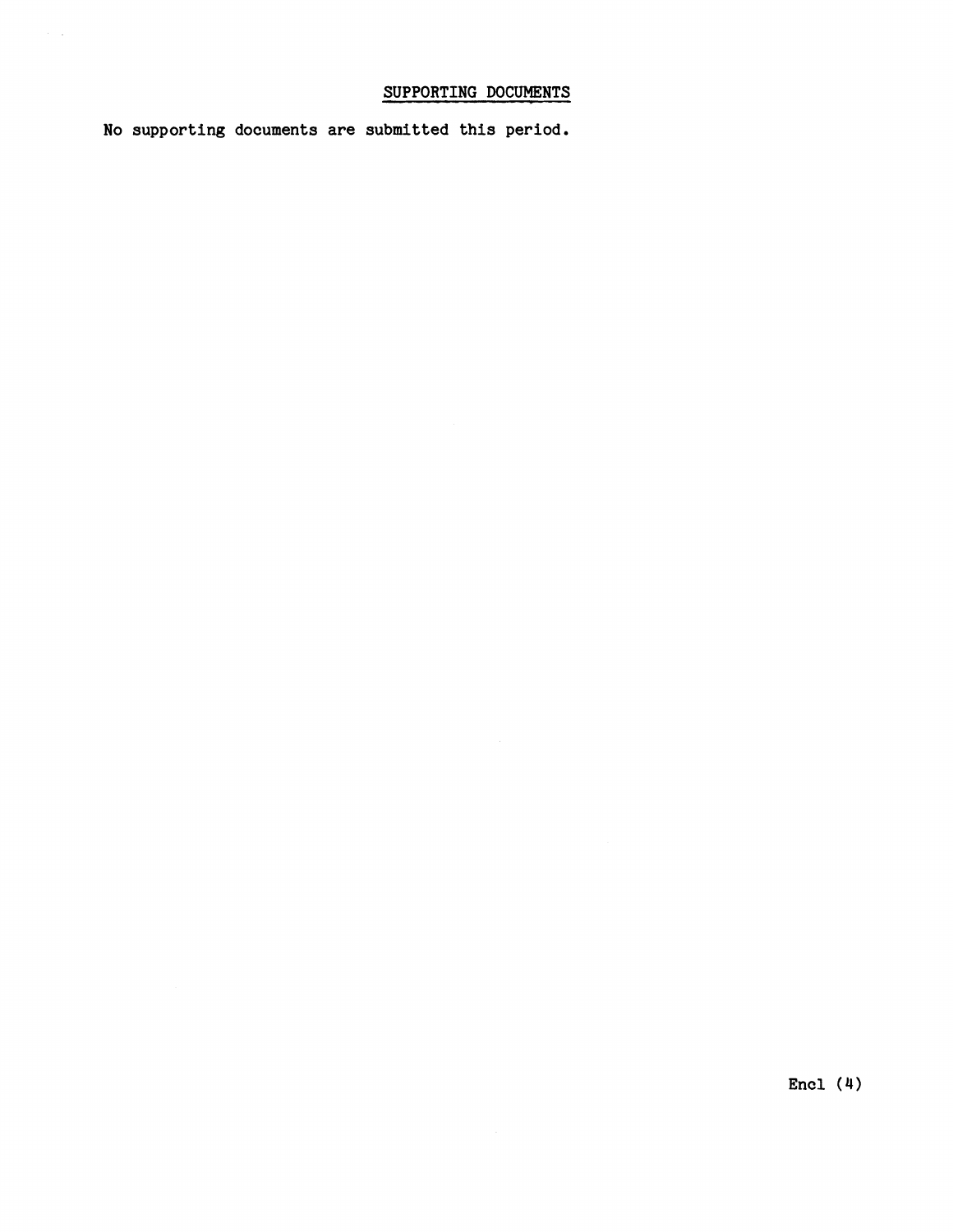## SUPPORTING DOCUMENTS

No supporting documents are submitted this period.

Encl (4)